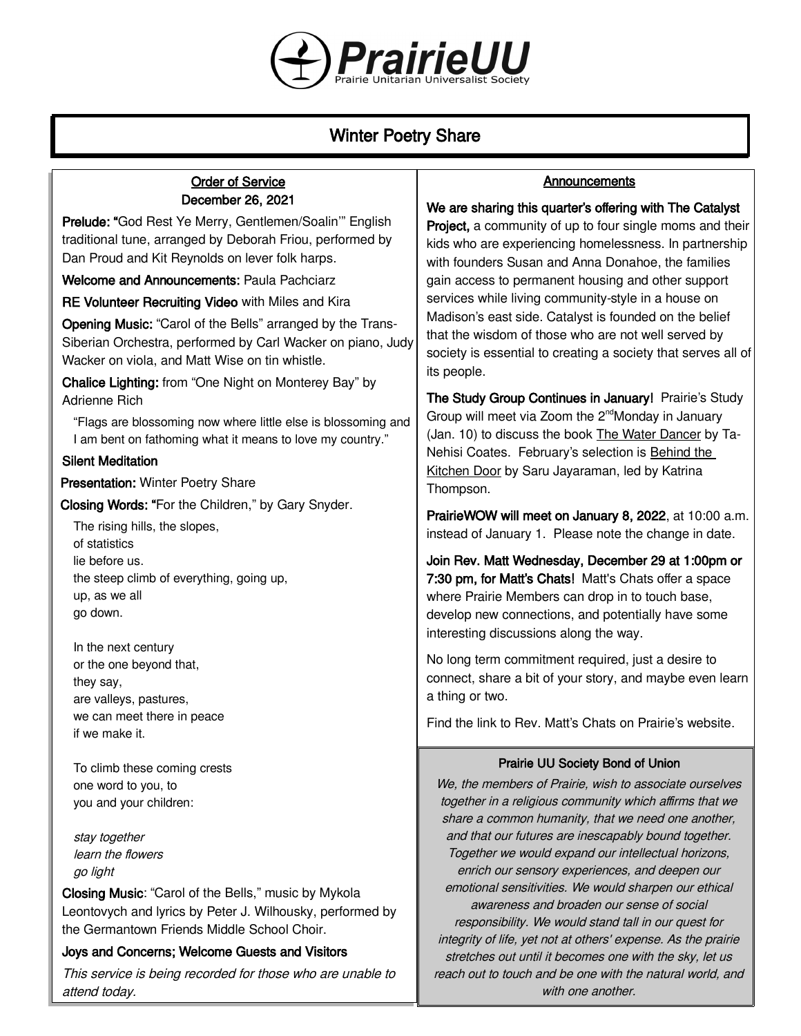# PrairieUU

Prairie Unitarian Universalist Society

## Winter Poetry Share

### Order of Service

December 26, 2021

**Prelude:** "God Rest Ye Merry, Gentlemen/Soalin'" English traditional tune, arranged by Deborah Friou, performed by Dan Proud and Kit Reynolds on lever folk harps.

**Welcome and Announcements:** Paula Pachciarz

**RE Volunteer Recruiting Video** with Miles and Kira

**Opening Music:** "Carol of the Bells" arranged by the Trans-Siberian Orchestra, performed by Carl Wacker on piano, Judy Wacker on viola, and Matt Wise on tin whistle.

**Chalice Lighting:** from "One Night on Monterey Bay" by Adrienne Rich

"Flags are blossoming now where little else is blossoming and I am bent on fathoming what it means to love my country."

**Silent Meditation**

**Presentation:** Winter Poetry Share

**Closing Words:** "For the Children," by Gary Snyder.

The rising hills, the slopes,
of statistics
lie before us.
the steep climb of everything, going up,
up, as we all
go down.

In the next century
or the one beyond that,
they say,
are valleys, pastures,
we can meet there in peace
if we make it.

To climb these coming crests
one word to you, to
you and your children:

*stay together*
*learn the flowers*
*go light*

**Closing Music**: "Carol of the Bells," music by Mykola Leontovych and lyrics by Peter J. Wilhousky, performed by the Germantown Friends Middle School Choir.

**Joys and Concerns; Welcome Guests and Visitors**

*This service is being recorded for those who are unable to attend today.*

### Announcements

**We are sharing this quarter's offering with The Catalyst Project,** a community of up to four single moms and their kids who are experiencing homelessness. In partnership with founders Susan and Anna Donahoe, the families gain access to permanent housing and other support services while living community-style in a house on Madison's east side. Catalyst is founded on the belief that the wisdom of those who are not well served by society is essential to creating a society that serves all of its people.

**The Study Group Continues in January!** Prairie's Study Group will meet via Zoom the 2nd Monday in January (Jan. 10) to discuss the book The Water Dancer by Ta-Nehisi Coates. February's selection is Behind the Kitchen Door by Saru Jayaraman, led by Katrina Thompson.

**PrairieWOW will meet on January 8, 2022**, at 10:00 a.m. instead of January 1. Please note the change in date.

**Join Rev. Matt Wednesday, December 29 at 1:00pm or 7:30 pm, for Matt's Chats!** Matt's Chats offer a space where Prairie Members can drop in to touch base, develop new connections, and potentially have some interesting discussions along the way.

No long term commitment required, just a desire to connect, share a bit of your story, and maybe even learn a thing or two.

Find the link to Rev. Matt's Chats on Prairie's website.

### Prairie UU Society Bond of Union

*We, the members of Prairie, wish to associate ourselves together in a religious community which affirms that we share a common humanity, that we need one another, and that our futures are inescapably bound together. Together we would expand our intellectual horizons, enrich our sensory experiences, and deepen our emotional sensitivities. We would sharpen our ethical awareness and broaden our sense of social responsibility. We would stand tall in our quest for integrity of life, yet not at others' expense. As the prairie stretches out until it becomes one with the sky, let us reach out to touch and be one with the natural world, and with one another.*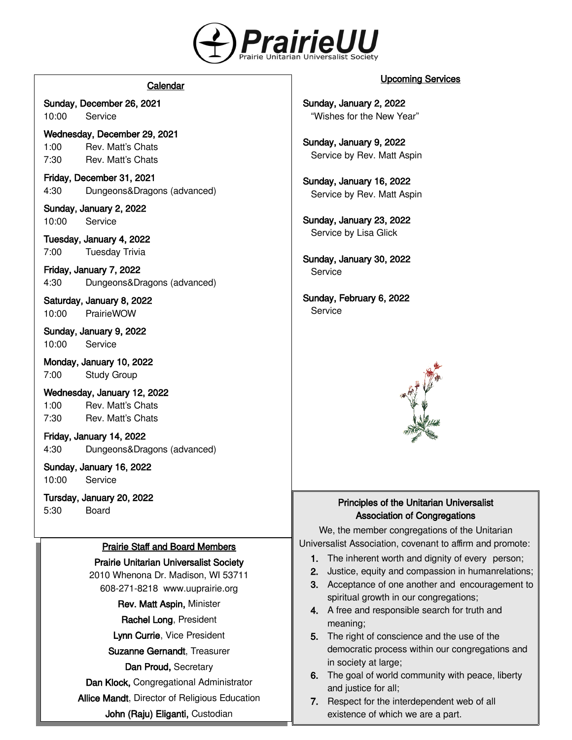# PrairieUU

Prairie Unitarian Universalist Society

## Calendar

**Sunday, December 26, 2021**
10:00 Service

**Wednesday, December 29, 2021**
1:00 Rev. Matt's Chats
7:30 Rev. Matt's Chats

**Friday, December 31, 2021**
4:30 Dungeons&Dragons (advanced)

**Sunday, January 2, 2022**
10:00 Service

**Tuesday, January 4, 2022**
7:00 Tuesday Trivia

**Friday, January 7, 2022**
4:30 Dungeons&Dragons (advanced)

**Saturday, January 8, 2022**
10:00 PrairieWOW

**Sunday, January 9, 2022**
10:00 Service

**Monday, January 10, 2022**
7:00 Study Group

**Wednesday, January 12, 2022**
1:00 Rev. Matt's Chats
7:30 Rev. Matt's Chats

**Friday, January 14, 2022**
4:30 Dungeons&Dragons (advanced)

**Sunday, January 16, 2022**
10:00 Service

**Tuesday, January 20, 2022**
5:30 Board

## Prairie Staff and Board Members

**Prairie Unitarian Universalist Society**
2010 Whenona Dr. Madison, WI 53711
608-271-8218 www.uuprairie.org

**Rev. Matt Aspin,** Minister
**Rachel Long**, President
**Lynn Currie**, Vice President
**Suzanne Gernandt**, Treasurer
**Dan Proud,** Secretary
**Dan Klock,** Congregational Administrator
**Allice Mandt**, Director of Religious Education
**John (Raju) Eliganti,** Custodian

## Upcoming Services

**Sunday, January 2, 2022**
"Wishes for the New Year"

**Sunday, January 9, 2022**
Service by Rev. Matt Aspin

**Sunday, January 16, 2022**
Service by Rev. Matt Aspin

**Sunday, January 23, 2022**
Service by Lisa Glick

**Sunday, January 30, 2022**
Service

**Sunday, February 6, 2022**
Service

## Principles of the Unitarian Universalist Association of Congregations

We, the member congregations of the Unitarian Universalist Association, covenant to affirm and promote:

1. The inherent worth and dignity of every person;
2. Justice, equity and compassion in humanrelations;
3. Acceptance of one another and encouragement to spiritual growth in our congregations;
4. A free and responsible search for truth and meaning;
5. The right of conscience and the use of the democratic process within our congregations and in society at large;
6. The goal of world community with peace, liberty and justice for all;
7. Respect for the interdependent web of all existence of which we are a part.